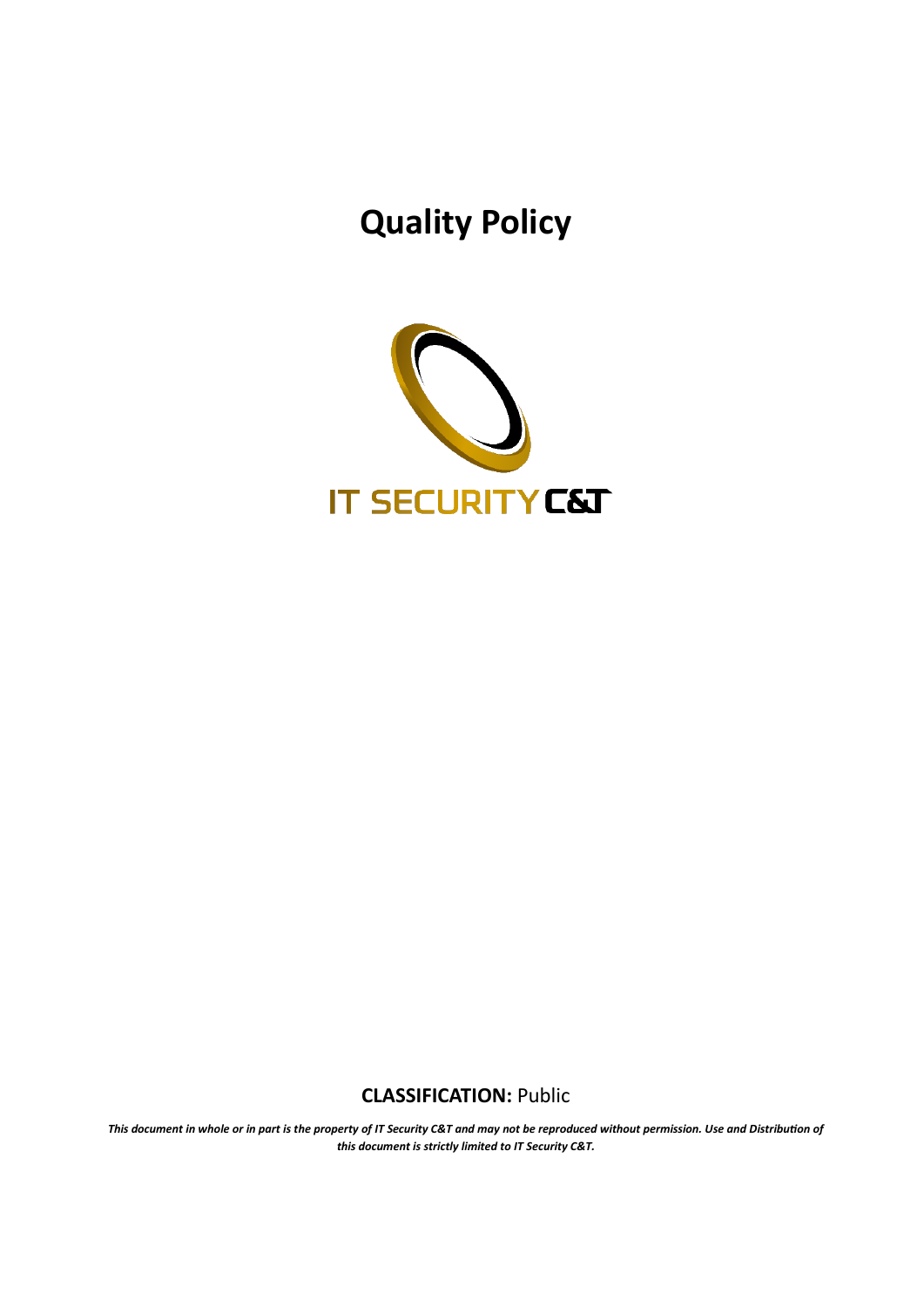# Quality Policy

IT SECURITY C&T

**CLASSIFICATION:** Public

***This document in whole or in part is the property of IT Security C&T and may not be reproduced without permission. Use and Distribution of this document is strictly limited to IT Security C&T.***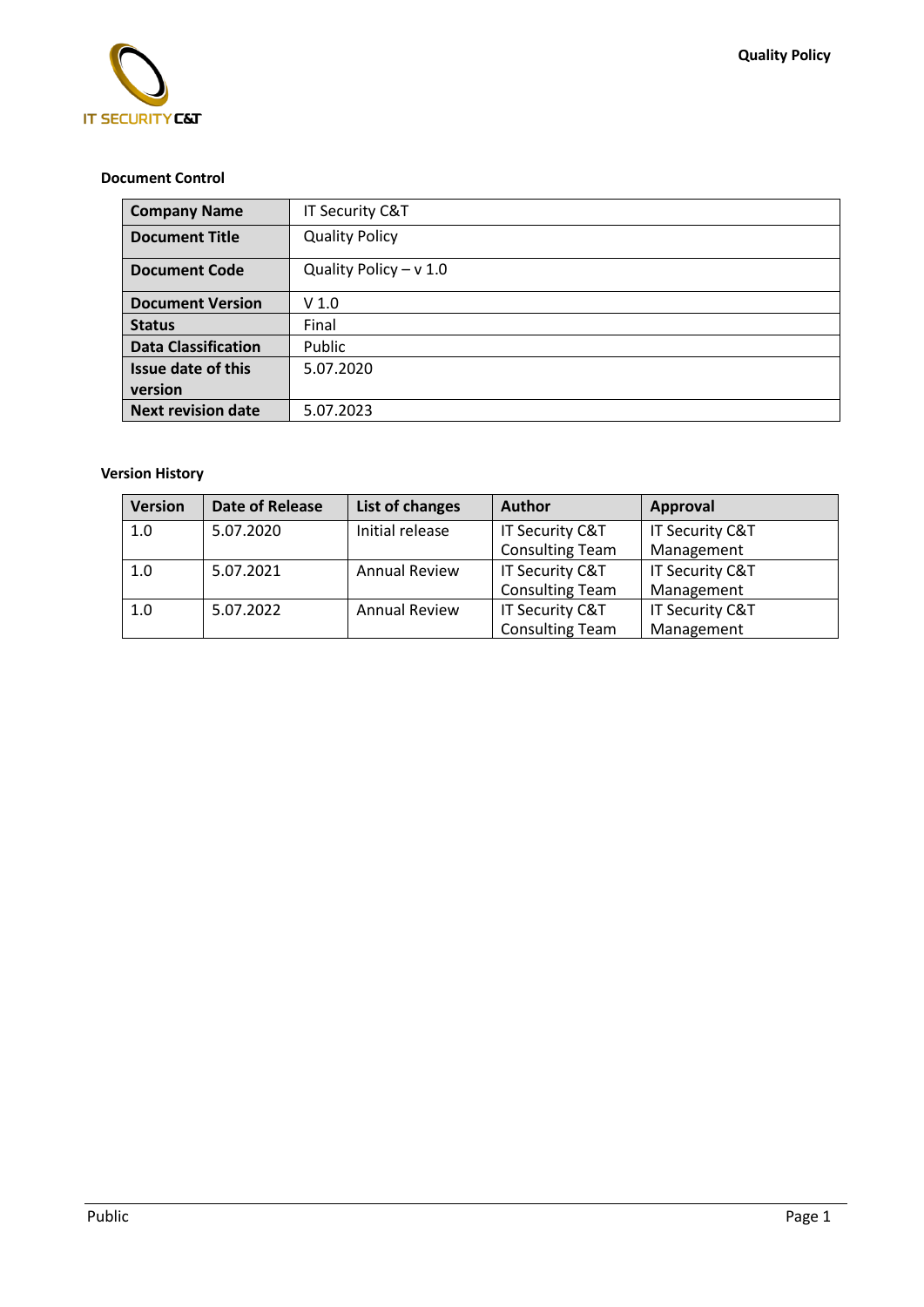**Document Control**

| Company Name | IT Security C&T |
|---|---|
| Document Title | Quality Policy |
| Document Code | Quality Policy – v 1.0 |
| Document Version | V 1.0 |
| Status | Final |
| Data Classification | Public |
| Issue date of this version | 5.07.2020 |
| Next revision date | 5.07.2023 |

**Version History**

| Version | Date of Release | List of changes | Author | Approval |
|---|---|---|---|---|
| 1.0 | 5.07.2020 | Initial release | IT Security C&T Consulting Team | IT Security C&T Management |
| 1.0 | 5.07.2021 | Annual Review | IT Security C&T Consulting Team | IT Security C&T Management |
| 1.0 | 5.07.2022 | Annual Review | IT Security C&T Consulting Team | IT Security C&T Management |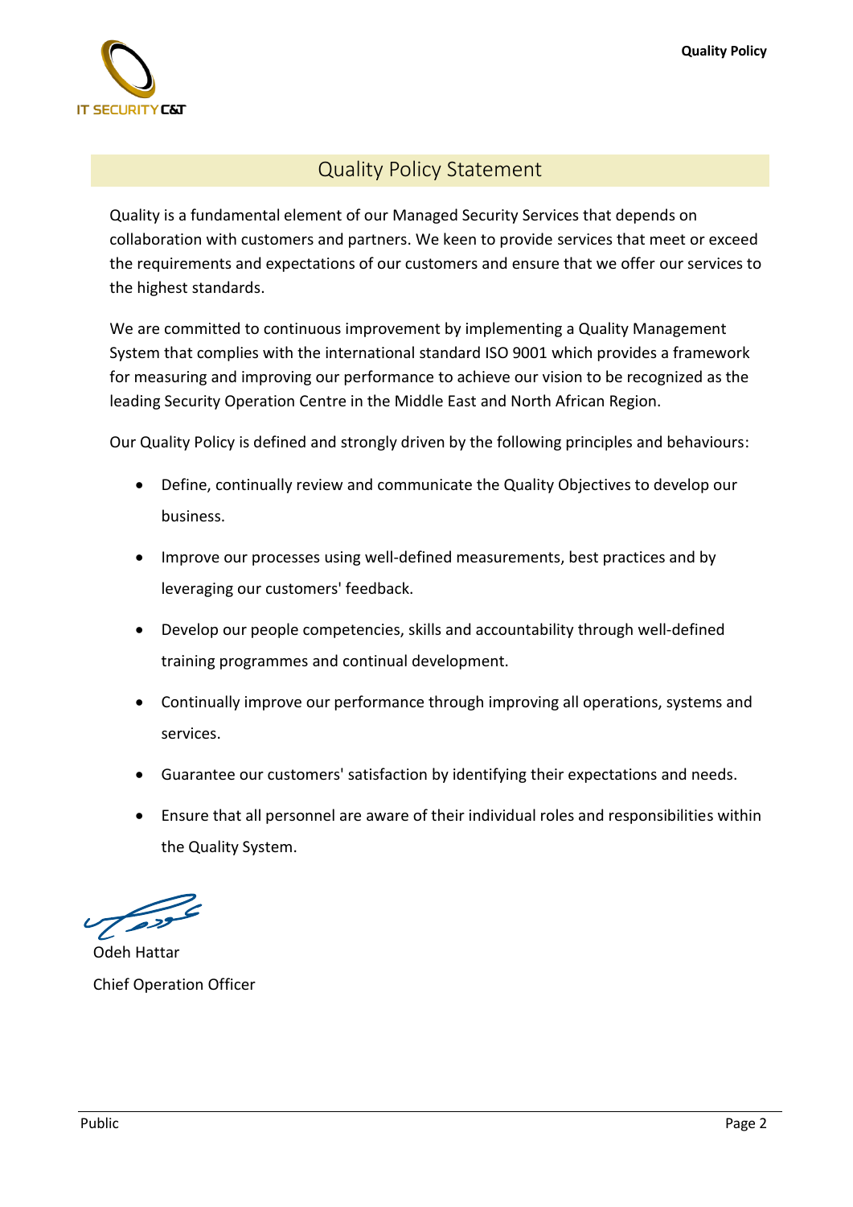## Quality Policy Statement

Quality is a fundamental element of our Managed Security Services that depends on collaboration with customers and partners. We keen to provide services that meet or exceed the requirements and expectations of our customers and ensure that we offer our services to the highest standards.

We are committed to continuous improvement by implementing a Quality Management System that complies with the international standard ISO 9001 which provides a framework for measuring and improving our performance to achieve our vision to be recognized as the leading Security Operation Centre in the Middle East and North African Region.

Our Quality Policy is defined and strongly driven by the following principles and behaviours:

- Define, continually review and communicate the Quality Objectives to develop our business.
- Improve our processes using well-defined measurements, best practices and by leveraging our customers' feedback.
- Develop our people competencies, skills and accountability through well-defined training programmes and continual development.
- Continually improve our performance through improving all operations, systems and services.
- Guarantee our customers' satisfaction by identifying their expectations and needs.
- Ensure that all personnel are aware of their individual roles and responsibilities within the Quality System.

Odeh Hattar

Chief Operation Officer